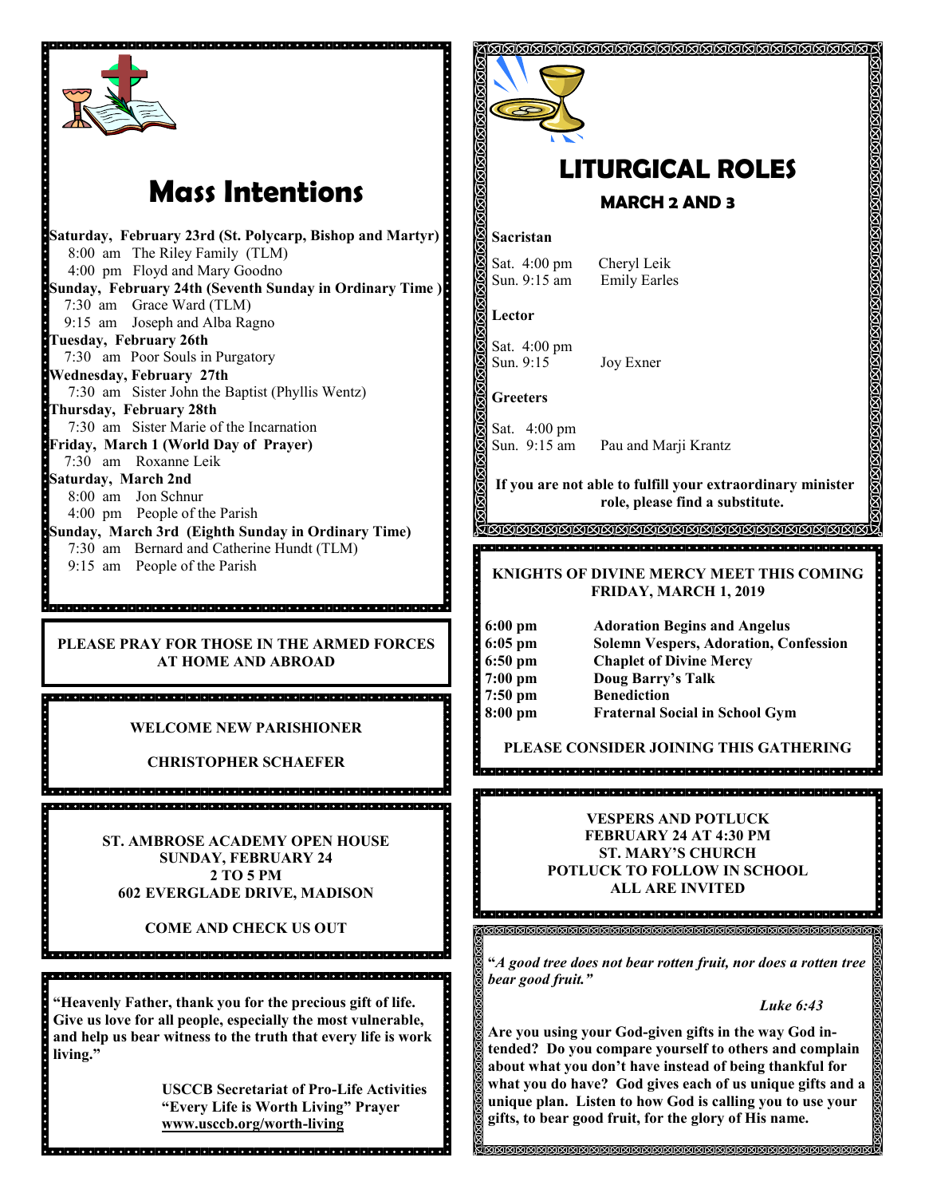# Mass Intentions

**Saturday, February 23rd (St. Polycarp, Bishop and Martyr)**
8:00 am The Riley Family (TLM)
4:00 pm Floyd and Mary Goodno

**Sunday, February 24th (Seventh Sunday in Ordinary Time )**
7:30 am Grace Ward (TLM)
9:15 am Joseph and Alba Ragno

**Tuesday, February 26th**
7:30 am Poor Souls in Purgatory

**Wednesday, February 27th**
7:30 am Sister John the Baptist (Phyllis Wentz)

**Thursday, February 28th**
7:30 am Sister Marie of the Incarnation

**Friday, March 1 (World Day of Prayer)**
7:30 am Roxanne Leik

**Saturday, March 2nd**
8:00 am Jon Schnur
4:00 pm People of the Parish

**Sunday, March 3rd (Eighth Sunday in Ordinary Time)**
7:30 am Bernard and Catherine Hundt (TLM)
9:15 am People of the Parish

**PLEASE PRAY FOR THOSE IN THE ARMED FORCES AT HOME AND ABROAD**

**WELCOME NEW PARISHIONER**

**CHRISTOPHER SCHAEFER**

**ST. AMBROSE ACADEMY OPEN HOUSE**
**SUNDAY, FEBRUARY 24**
**2 TO 5 PM**
**602 EVERGLADE DRIVE, MADISON**

**COME AND CHECK US OUT**

**"Heavenly Father, thank you for the precious gift of life. Give us love for all people, especially the most vulnerable, and help us bear witness to the truth that every life is work living."**

**USCCB Secretariat of Pro-Life Activities**
**"Every Life is Worth Living" Prayer**
**www.usccb.org/worth-living**

# LITURGICAL ROLES

## MARCH 2 AND 3

**Sacristan**

Sat. 4:00 pm Cheryl Leik
Sun. 9:15 am Emily Earles

**Lector**

Sat. 4:00 pm
Sun. 9:15 Joy Exner

**Greeters**

Sat. 4:00 pm
Sun. 9:15 am Pau and Marji Krantz

**If you are not able to fulfill your extraordinary minister role, please find a substitute.**

**KNIGHTS OF DIVINE MERCY MEET THIS COMING FRIDAY, MARCH 1, 2019**

| | |
|---|---|
| **6:00 pm** | **Adoration Begins and Angelus** |
| **6:05 pm** | **Solemn Vespers, Adoration, Confession** |
| **6:50 pm** | **Chaplet of Divine Mercy** |
| **7:00 pm** | **Doug Barry's Talk** |
| **7:50 pm** | **Benediction** |
| **8:00 pm** | **Fraternal Social in School Gym** |

**PLEASE CONSIDER JOINING THIS GATHERING**

**VESPERS AND POTLUCK**
**FEBRUARY 24 AT 4:30 PM**
**ST. MARY'S CHURCH**
**POTLUCK TO FOLLOW IN SCHOOL**
**ALL ARE INVITED**

**"*A good tree does not bear rotten fruit, nor does a rotten tree bear good fruit.*"**

***Luke 6:43***

**Are you using your God-given gifts in the way God intended? Do you compare yourself to others and complain about what you don't have instead of being thankful for what you do have? God gives each of us unique gifts and a unique plan. Listen to how God is calling you to use your gifts, to bear good fruit, for the glory of His name.**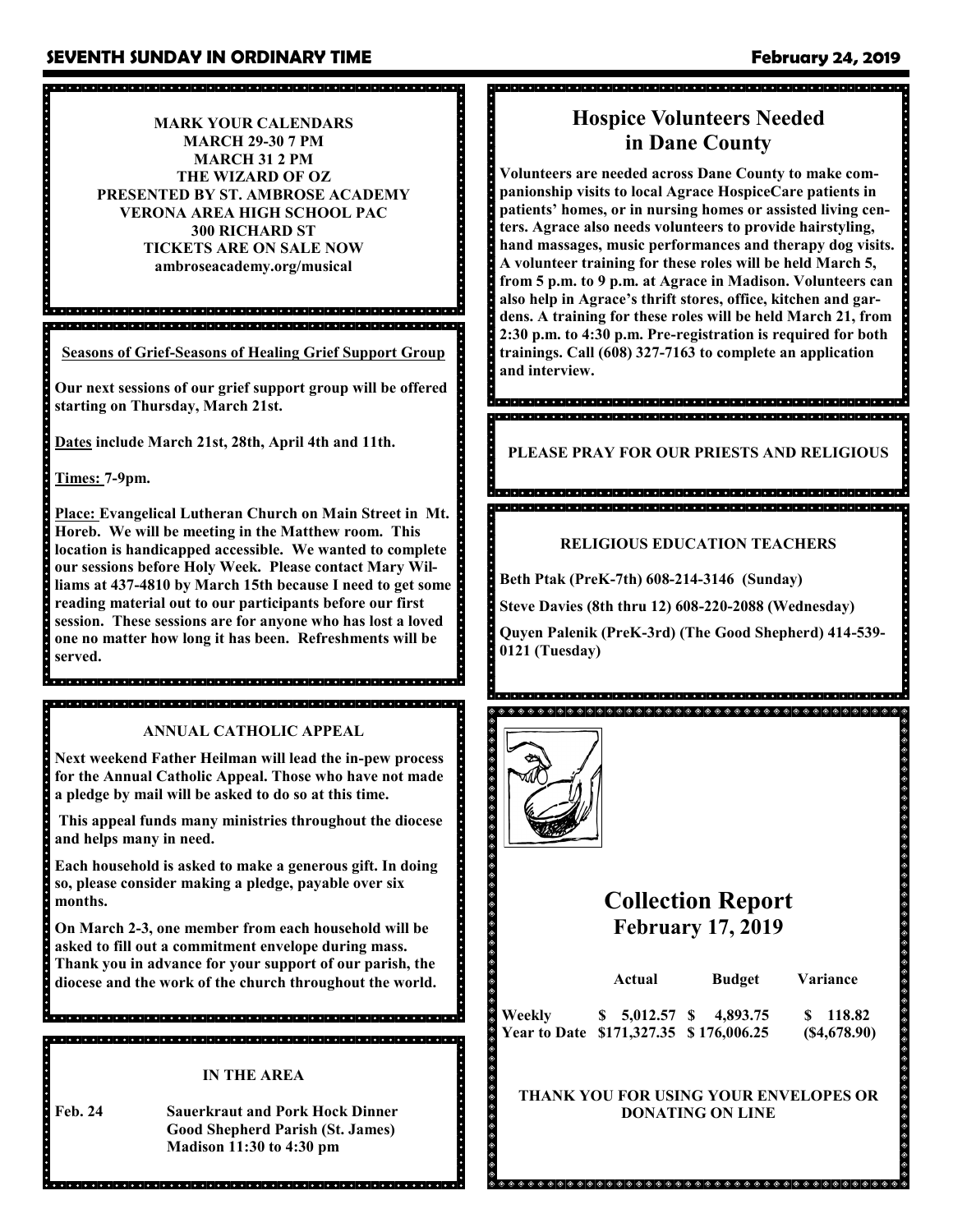**MARK YOUR CALENDARS**
**MARCH 29-30 7 PM**
**MARCH 31 2 PM**
**THE WIZARD OF OZ**
**PRESENTED BY ST. AMBROSE ACADEMY**
**VERONA AREA HIGH SCHOOL PAC**
**300 RICHARD ST**
**TICKETS ARE ON SALE NOW**
**ambroseacademy.org/musical**

**Seasons of Grief-Seasons of Healing Grief Support Group**

Our next sessions of our grief support group will be offered starting on Thursday, March 21st.

Dates include March 21st, 28th, April 4th and 11th.

Times: 7-9pm.

Place: Evangelical Lutheran Church on Main Street in Mt. Horeb. We will be meeting in the Matthew room. This location is handicapped accessible. We wanted to complete our sessions before Holy Week. Please contact Mary Williams at 437-4810 by March 15th because I need to get some reading material out to our participants before our first session. These sessions are for anyone who has lost a loved one no matter how long it has been. Refreshments will be served.

**ANNUAL CATHOLIC APPEAL**

Next weekend Father Heilman will lead the in-pew process for the Annual Catholic Appeal. Those who have not made a pledge by mail will be asked to do so at this time.

This appeal funds many ministries throughout the diocese and helps many in need.

Each household is asked to make a generous gift. In doing so, please consider making a pledge, payable over six months.

On March 2-3, one member from each household will be asked to fill out a commitment envelope during mass. Thank you in advance for your support of our parish, the diocese and the work of the church throughout the world.

**IN THE AREA**

Feb. 24 Sauerkraut and Pork Hock Dinner
Good Shepherd Parish (St. James)
Madison 11:30 to 4:30 pm

## Hospice Volunteers Needed in Dane County

Volunteers are needed across Dane County to make companionship visits to local Agrace HospiceCare patients in patients' homes, or in nursing homes or assisted living centers. Agrace also needs volunteers to provide hairstyling, hand massages, music performances and therapy dog visits. A volunteer training for these roles will be held March 5, from 5 p.m. to 9 p.m. at Agrace in Madison. Volunteers can also help in Agrace's thrift stores, office, kitchen and gardens. A training for these roles will be held March 21, from 2:30 p.m. to 4:30 p.m. Pre-registration is required for both trainings. Call (608) 327-7163 to complete an application and interview.

**PLEASE PRAY FOR OUR PRIESTS AND RELIGIOUS**

**RELIGIOUS EDUCATION TEACHERS**

Beth Ptak (PreK-7th) 608-214-3146 (Sunday)

Steve Davies (8th thru 12) 608-220-2088 (Wednesday)

Quyen Palenik (PreK-3rd) (The Good Shepherd) 414-539-0121 (Tuesday)

## Collection Report
### February 17, 2019

| | Actual | Budget | Variance |
|---|---|---|---|
| Weekly | $ 5,012.57 | $ 4,893.75 | $ 118.82 |
| Year to Date | $171,327.35 | $ 176,006.25 | ($4,678.90) |

**THANK YOU FOR USING YOUR ENVELOPES OR DONATING ON LINE**